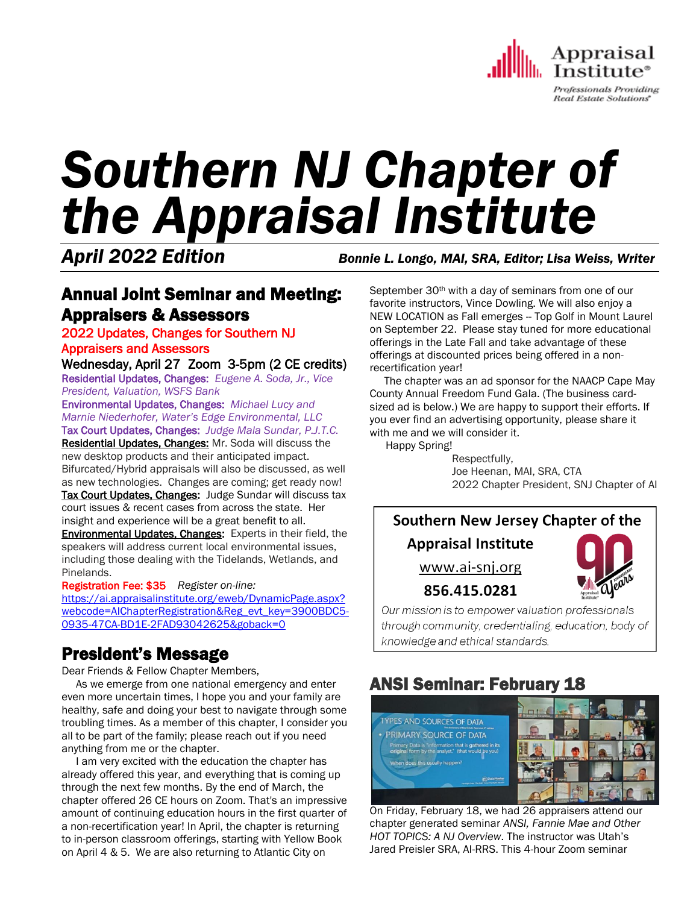Appraisal Institute®

*Professionals Providing Real Estate Solutions®*

# *Southern NJ Chapter of the Appraisal Institute*

***April 2022 Edition*** ***Bonnie L. Longo, MAI, SRA, Editor; Lisa Weiss, Writer***

## Annual Joint Seminar and Meeting: Appraisers & Assessors

### 2022 Updates, Changes for Southern NJ Appraisers and Assessors

**Wednesday, April 27 Zoom 3-5pm (2 CE credits)**

Residential Updates, Changes: *Eugene A. Soda, Jr., Vice President, Valuation, WSFS Bank*

Environmental Updates, Changes: *Michael Lucy and Marnie Niederhofer, Water's Edge Environmental, LLC*

Tax Court Updates, Changes: *Judge Mala Sundar, P.J.T.C.*

**Residential Updates, Changes:** Mr. Soda will discuss the new desktop products and their anticipated impact. Bifurcated/Hybrid appraisals will also be discussed, as well as new technologies. Changes are coming; get ready now!

**Tax Court Updates, Changes:** Judge Sundar will discuss tax court issues & recent cases from across the state. Her insight and experience will be a great benefit to all.

**Environmental Updates, Changes:** Experts in their field, the speakers will address current local environmental issues, including those dealing with the Tidelands, Wetlands, and Pinelands.

Registration Fee: $35 *Register on-line:*
https://ai.appraisalinstitute.org/eweb/DynamicPage.aspx?webcode=AIChapterRegistration&Reg_evt_key=3900BDC5-0935-47CA-BD1E-2FAD93042625&goback=0

## President's Message

Dear Friends & Fellow Chapter Members,

As we emerge from one national emergency and enter even more uncertain times, I hope you and your family are healthy, safe and doing your best to navigate through some troubling times. As a member of this chapter, I consider you all to be part of the family; please reach out if you need anything from me or the chapter.

I am very excited with the education the chapter has already offered this year, and everything that is coming up through the next few months. By the end of March, the chapter offered 26 CE hours on Zoom. That's an impressive amount of continuing education hours in the first quarter of a non-recertification year! In April, the chapter is returning to in-person classroom offerings, starting with Yellow Book on April 4 & 5. We are also returning to Atlantic City on September 30th with a day of seminars from one of our favorite instructors, Vince Dowling. We will also enjoy a NEW LOCATION as Fall emerges -- Top Golf in Mount Laurel on September 22. Please stay tuned for more educational offerings in the Late Fall and take advantage of these offerings at discounted prices being offered in a non-recertification year!

The chapter was an ad sponsor for the NAACP Cape May County Annual Freedom Fund Gala. (The business card-sized ad is below.) We are happy to support their efforts. If you ever find an advertising opportunity, please share it with me and we will consider it.

Happy Spring!

Respectfully,
Joe Heenan, MAI, SRA, CTA
2022 Chapter President, SNJ Chapter of AI

**Southern New Jersey Chapter of the Appraisal Institute**

www.ai-snj.org

**856.415.0281**

*Our mission is to empower valuation professionals through community, credentialing, education, body of knowledge and ethical standards.*

## ANSI Seminar: February 18

On Friday, February 18, we had 26 appraisers attend our chapter generated seminar *ANSI, Fannie Mae and Other HOT TOPICS: A NJ Overview*. The instructor was Utah's Jared Preisler SRA, AI-RRS. This 4-hour Zoom seminar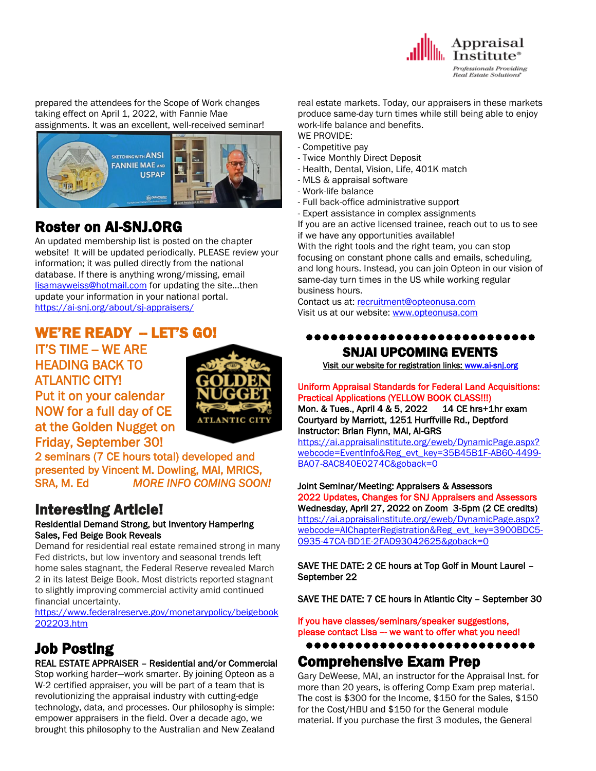prepared the attendees for the Scope of Work changes taking effect on April 1, 2022, with Fannie Mae assignments. It was an excellent, well-received seminar!

## Roster on AI-SNJ.ORG

An updated membership list is posted on the chapter website! It will be updated periodically. PLEASE review your information; it was pulled directly from the national database. If there is anything wrong/missing, email lisamayweiss@hotmail.com for updating the site…then update your information in your national portal. https://ai-snj.org/about/sj-appraisers/

## WE'RE READY – LET'S GO!

IT'S TIME – WE ARE HEADING BACK TO ATLANTIC CITY! Put it on your calendar NOW for a full day of CE at the Golden Nugget on Friday, September 30!

2 seminars (7 CE hours total) developed and presented by Vincent M. Dowling, MAI, MRICS, SRA, M. Ed *MORE INFO COMING SOON!*

## Interesting Article!

**Residential Demand Strong, but Inventory Hampering Sales, Fed Beige Book Reveals**

Demand for residential real estate remained strong in many Fed districts, but low inventory and seasonal trends left home sales stagnant, the Federal Reserve revealed March 2 in its latest Beige Book. Most districts reported stagnant to slightly improving commercial activity amid continued financial uncertainty.

https://www.federalreserve.gov/monetarypolicy/beigebook202203.htm

## Job Posting

**REAL ESTATE APPRAISER – Residential and/or Commercial**

Stop working harder—work smarter. By joining Opteon as a W-2 certified appraiser, you will be part of a team that is revolutionizing the appraisal industry with cutting-edge technology, data, and processes. Our philosophy is simple: empower appraisers in the field. Over a decade ago, we brought this philosophy to the Australian and New Zealand real estate markets. Today, our appraisers in these markets produce same-day turn times while still being able to enjoy work-life balance and benefits.

WE PROVIDE:

- Competitive pay
- Twice Monthly Direct Deposit
- Health, Dental, Vision, Life, 401K match
- MLS & appraisal software
- Work-life balance
- Full back-office administrative support
- Expert assistance in complex assignments

If you are an active licensed trainee, reach out to us to see if we have any opportunities available!

With the right tools and the right team, you can stop focusing on constant phone calls and emails, scheduling, and long hours. Instead, you can join Opteon in our vision of same-day turn times in the US while working regular business hours.

Contact us at: recruitment@opteonusa.com

Visit us at our website: www.opteonusa.com

## SNJAI UPCOMING EVENTS

Visit our website for registration links: www.ai-snj.org

**Uniform Appraisal Standards for Federal Land Acquisitions: Practical Applications (YELLOW BOOK CLASS!!!)**
**Mon. & Tues., April 4 & 5, 2022 14 CE hrs+1hr exam**
**Courtyard by Marriott, 1251 Hurffville Rd., Deptford**
**Instructor: Brian Flynn, MAI, AI-GRS**
https://ai.appraisalinstitute.org/eweb/DynamicPage.aspx?webcode=EventInfo&Reg_evt_key=35B45B1F-AB60-4499-BA07-8AC840E0274C&goback=0

**Joint Seminar/Meeting: Appraisers & Assessors**
**2022 Updates, Changes for SNJ Appraisers and Assessors**
**Wednesday, April 27, 2022 on Zoom 3-5pm (2 CE credits)**
https://ai.appraisalinstitute.org/eweb/DynamicPage.aspx?webcode=AIChapterRegistration&Reg_evt_key=3900BDC5-0935-47CA-BD1E-2FAD93042625&goback=0

SAVE THE DATE: 2 CE hours at Top Golf in Mount Laurel – September 22

SAVE THE DATE: 7 CE hours in Atlantic City – September 30

If you have classes/seminars/speaker suggestions, please contact Lisa --- we want to offer what you need!

## Comprehensive Exam Prep

Gary DeWeese, MAI, an instructor for the Appraisal Inst. for more than 20 years, is offering Comp Exam prep material. The cost is $300 for the Income, $150 for the Sales, $150 for the Cost/HBU and $150 for the General module material. If you purchase the first 3 modules, the General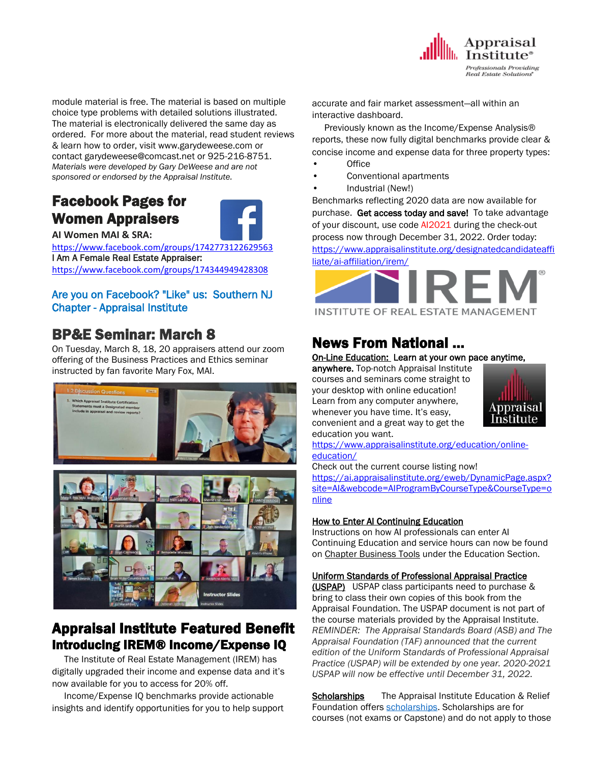module material is free. The material is based on multiple choice type problems with detailed solutions illustrated. The material is electronically delivered the same day as ordered. For more about the material, read student reviews & learn how to order, visit www.garydeweese.com or contact garydeweese@comcast.net or 925-216-8751.
*Materials were developed by Gary DeWeese and are not sponsored or endorsed by the Appraisal Institute.*

## Facebook Pages for Women Appraisers

**AI Women MAI & SRA:**
https://www.facebook.com/groups/1742773122629563
I Am A Female Real Estate Appraiser:
https://www.facebook.com/groups/174344949428308

Are you on Facebook? "Like" us: Southern NJ Chapter - Appraisal Institute

## BP&E Seminar: March 8

On Tuesday, March 8, 18, 20 appraisers attend our zoom offering of the Business Practices and Ethics seminar instructed by fan favorite Mary Fox, MAI.

## Appraisal Institute Featured Benefit

### Introducing IREM® Income/Expense IQ

The Institute of Real Estate Management (IREM) has digitally upgraded their income and expense data and it's now available for you to access for 20% off.

Income/Expense IQ benchmarks provide actionable insights and identify opportunities for you to help support accurate and fair market assessment—all within an interactive dashboard.

Previously known as the Income/Expense Analysis® reports, these now fully digital benchmarks provide clear & concise income and expense data for three property types:

- Office
- Conventional apartments
- Industrial (New!)

Benchmarks reflecting 2020 data are now available for purchase. **Get access today and save!** To take advantage of your discount, use code AI2021 during the check-out process now through December 31, 2022. Order today:
https://www.appraisalinstitute.org/designatedcandidateaffiliate/ai-affiliation/irem/

## News From National ...

**On-Line Education: Learn at your own pace anytime, anywhere.** Top-notch Appraisal Institute courses and seminars come straight to your desktop with online education! Learn from any computer anywhere, whenever you have time. It's easy, convenient and a great way to get the education you want.
https://www.appraisalinstitute.org/education/online-education/
Check out the current course listing now!
https://ai.appraisalinstitute.org/eweb/DynamicPage.aspx?site=AI&webcode=AIProgramByCourseType&CourseType=online

**How to Enter AI Continuing Education**
Instructions on how AI professionals can enter AI Continuing Education and service hours can now be found on Chapter Business Tools under the Education Section.

**Uniform Standards of Professional Appraisal Practice (USPAP)** USPAP class participants need to purchase & bring to class their own copies of this book from the Appraisal Foundation. The USPAP document is not part of the course materials provided by the Appraisal Institute.
*REMINDER: The Appraisal Standards Board (ASB) and The Appraisal Foundation (TAF) announced that the current edition of the Uniform Standards of Professional Appraisal Practice (USPAP) will be extended by one year. 2020-2021 USPAP will now be effective until December 31, 2022.*

**Scholarships** The Appraisal Institute Education & Relief Foundation offers scholarships. Scholarships are for courses (not exams or Capstone) and do not apply to those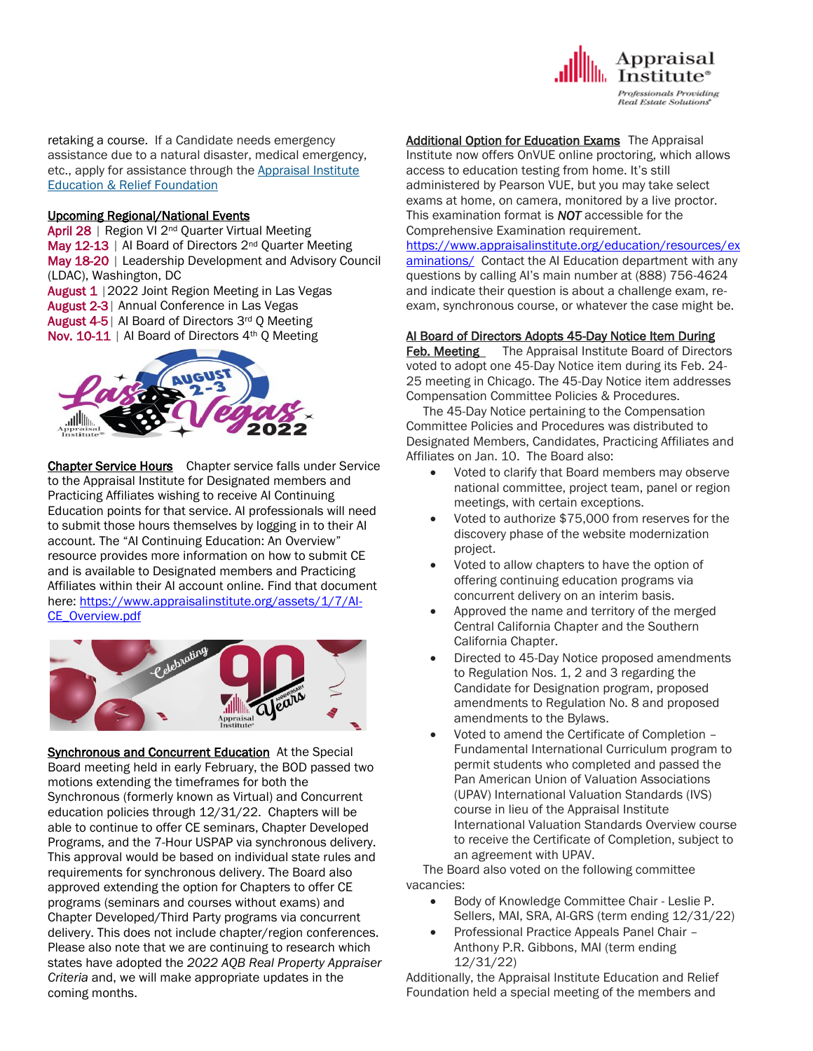retaking a course. If a Candidate needs emergency assistance due to a natural disaster, medical emergency, etc., apply for assistance through the [Appraisal Institute Education & Relief Foundation](#)

**Upcoming Regional/National Events**

April 28 | Region VI 2nd Quarter Virtual Meeting
May 12-13 | AI Board of Directors 2nd Quarter Meeting
May 18-20 | Leadership Development and Advisory Council (LDAC), Washington, DC
August 1 | 2022 Joint Region Meeting in Las Vegas
August 2-3 | Annual Conference in Las Vegas
August 4-5 | AI Board of Directors 3rd Q Meeting
Nov. 10-11 | AI Board of Directors 4th Q Meeting

**Chapter Service Hours** Chapter service falls under Service to the Appraisal Institute for Designated members and Practicing Affiliates wishing to receive AI Continuing Education points for that service. AI professionals will need to submit those hours themselves by logging in to their AI account. The "AI Continuing Education: An Overview" resource provides more information on how to submit CE and is available to Designated members and Practicing Affiliates within their AI account online. Find that document here: https://www.appraisalinstitute.org/assets/1/7/AI-CE_Overview.pdf

**Synchronous and Concurrent Education** At the Special Board meeting held in early February, the BOD passed two motions extending the timeframes for both the Synchronous (formerly known as Virtual) and Concurrent education policies through 12/31/22. Chapters will be able to continue to offer CE seminars, Chapter Developed Programs, and the 7-Hour USPAP via synchronous delivery. This approval would be based on individual state rules and requirements for synchronous delivery. The Board also approved extending the option for Chapters to offer CE programs (seminars and courses without exams) and Chapter Developed/Third Party programs via concurrent delivery. This does not include chapter/region conferences. Please also note that we are continuing to research which states have adopted the *2022 AQB Real Property Appraiser Criteria* and, we will make appropriate updates in the coming months.

**Additional Option for Education Exams** The Appraisal Institute now offers OnVUE online proctoring, which allows access to education testing from home. It's still administered by Pearson VUE, but you may take select exams at home, on camera, monitored by a live proctor. This examination format is ***NOT*** accessible for the Comprehensive Examination requirement. https://www.appraisalinstitute.org/education/resources/examinations/ Contact the AI Education department with any questions by calling AI's main number at (888) 756-4624 and indicate their question is about a challenge exam, re-exam, synchronous course, or whatever the case might be.

**AI Board of Directors Adopts 45-Day Notice Item During Feb. Meeting** The Appraisal Institute Board of Directors voted to adopt one 45-Day Notice item during its Feb. 24-25 meeting in Chicago. The 45-Day Notice item addresses Compensation Committee Policies & Procedures.

The 45-Day Notice pertaining to the Compensation Committee Policies and Procedures was distributed to Designated Members, Candidates, Practicing Affiliates and Affiliates on Jan. 10. The Board also:

- Voted to clarify that Board members may observe national committee, project team, panel or region meetings, with certain exceptions.
- Voted to authorize $75,000 from reserves for the discovery phase of the website modernization project.
- Voted to allow chapters to have the option of offering continuing education programs via concurrent delivery on an interim basis.
- Approved the name and territory of the merged Central California Chapter and the Southern California Chapter.
- Directed to 45-Day Notice proposed amendments to Regulation Nos. 1, 2 and 3 regarding the Candidate for Designation program, proposed amendments to Regulation No. 8 and proposed amendments to the Bylaws.
- Voted to amend the Certificate of Completion – Fundamental International Curriculum program to permit students who completed and passed the Pan American Union of Valuation Associations (UPAV) International Valuation Standards (IVS) course in lieu of the Appraisal Institute International Valuation Standards Overview course to receive the Certificate of Completion, subject to an agreement with UPAV.

The Board also voted on the following committee vacancies:

- Body of Knowledge Committee Chair - Leslie P. Sellers, MAI, SRA, AI-GRS (term ending 12/31/22)
- Professional Practice Appeals Panel Chair – Anthony P.R. Gibbons, MAI (term ending 12/31/22)

Additionally, the Appraisal Institute Education and Relief Foundation held a special meeting of the members and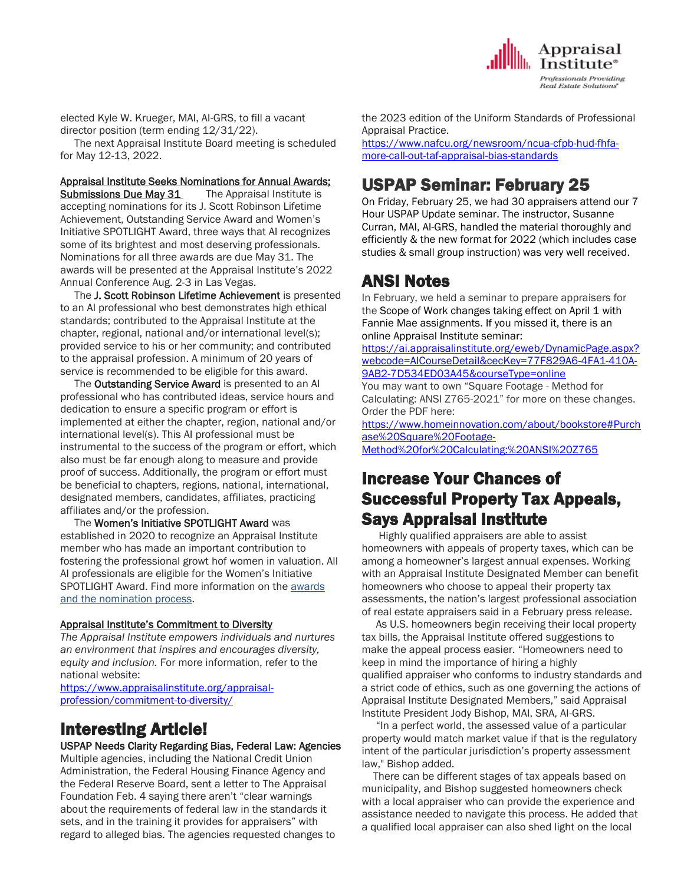elected Kyle W. Krueger, MAI, AI-GRS, to fill a vacant director position (term ending 12/31/22).

The next Appraisal Institute Board meeting is scheduled for May 12-13, 2022.

**Appraisal Institute Seeks Nominations for Annual Awards; Submissions Due May 31** The Appraisal Institute is accepting nominations for its J. Scott Robinson Lifetime Achievement, Outstanding Service Award and Women's Initiative SPOTLIGHT Award, three ways that AI recognizes some of its brightest and most deserving professionals. Nominations for all three awards are due May 31. The awards will be presented at the Appraisal Institute's 2022 Annual Conference Aug. 2-3 in Las Vegas.

The **J. Scott Robinson Lifetime Achievement** is presented to an AI professional who best demonstrates high ethical standards; contributed to the Appraisal Institute at the chapter, regional, national and/or international level(s); provided service to his or her community; and contributed to the appraisal profession. A minimum of 20 years of service is recommended to be eligible for this award.

The **Outstanding Service Award** is presented to an AI professional who has contributed ideas, service hours and dedication to ensure a specific program or effort is implemented at either the chapter, region, national and/or international level(s). This AI professional must be instrumental to the success of the program or effort, which also must be far enough along to measure and provide proof of success. Additionally, the program or effort must be beneficial to chapters, regions, national, international, designated members, candidates, affiliates, practicing affiliates and/or the profession.

The **Women's Initiative SPOTLIGHT Award** was established in 2020 to recognize an Appraisal Institute member who has made an important contribution to fostering the professional growt hof women in valuation. All AI professionals are eligible for the Women's Initiative SPOTLIGHT Award. Find more information on the awards and the nomination process.

**Appraisal Institute's Commitment to Diversity**
*The Appraisal Institute empowers individuals and nurtures an environment that inspires and encourages diversity, equity and inclusion.* For more information, refer to the national website:
https://www.appraisalinstitute.org/appraisal-profession/commitment-to-diversity/

# Interesting Article!

**USPAP Needs Clarity Regarding Bias, Federal Law: Agencies**
Multiple agencies, including the National Credit Union Administration, the Federal Housing Finance Agency and the Federal Reserve Board, sent a letter to The Appraisal Foundation Feb. 4 saying there aren't "clear warnings about the requirements of federal law in the standards it sets, and in the training it provides for appraisers" with regard to alleged bias. The agencies requested changes to the 2023 edition of the Uniform Standards of Professional Appraisal Practice.
https://www.nafcu.org/newsroom/ncua-cfpb-hud-fhfa-more-call-out-taf-appraisal-bias-standards

# USPAP Seminar: February 25

On Friday, February 25, we had 30 appraisers attend our 7 Hour USPAP Update seminar. The instructor, Susanne Curran, MAI, AI-GRS, handled the material thoroughly and efficiently & the new format for 2022 (which includes case studies & small group instruction) was very well received.

# ANSI Notes

In February, we held a seminar to prepare appraisers for the Scope of Work changes taking effect on April 1 with Fannie Mae assignments. If you missed it, there is an online Appraisal Institute seminar:
https://ai.appraisalinstitute.org/eweb/DynamicPage.aspx?webcode=AICourseDetail&cecKey=77F829A6-4FA1-410A-9AB2-7D534ED03A45&courseType=online
You may want to own "Square Footage - Method for Calculating: ANSI Z765-2021" for more on these changes. Order the PDF here:
https://www.homeinnovation.com/about/bookstore#Purchase%20Square%20Footage-Method%20for%20Calculating:%20ANSI%20Z765

# Increase Your Chances of Successful Property Tax Appeals, Says Appraisal Institute

Highly qualified appraisers are able to assist homeowners with appeals of property taxes, which can be among a homeowner's largest annual expenses. Working with an Appraisal Institute Designated Member can benefit homeowners who choose to appeal their property tax assessments, the nation's largest professional association of real estate appraisers said in a February press release.

As U.S. homeowners begin receiving their local property tax bills, the Appraisal Institute offered suggestions to make the appeal process easier. "Homeowners need to keep in mind the importance of hiring a highly qualified appraiser who conforms to industry standards and a strict code of ethics, such as one governing the actions of Appraisal Institute Designated Members," said Appraisal Institute President Jody Bishop, MAI, SRA, AI-GRS.

"In a perfect world, the assessed value of a particular property would match market value if that is the regulatory intent of the particular jurisdiction's property assessment law," Bishop added.

There can be different stages of tax appeals based on municipality, and Bishop suggested homeowners check with a local appraiser who can provide the experience and assistance needed to navigate this process. He added that a qualified local appraiser can also shed light on the local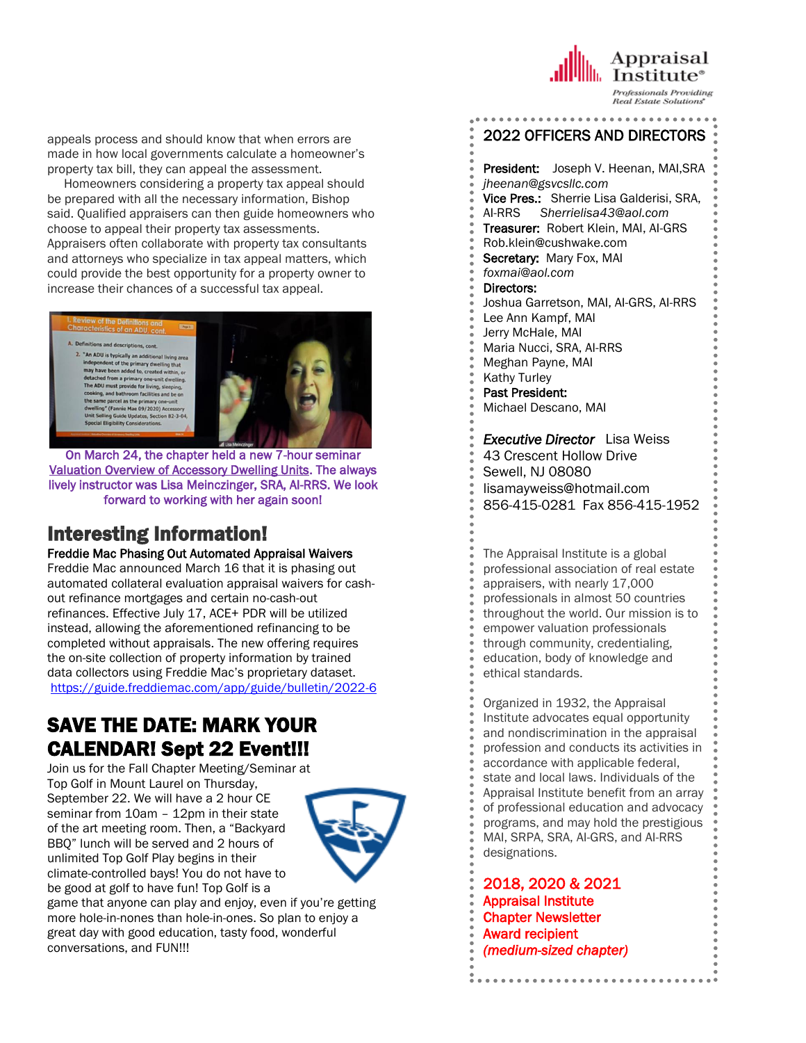appeals process and should know that when errors are made in how local governments calculate a homeowner's property tax bill, they can appeal the assessment.

Homeowners considering a property tax appeal should be prepared with all the necessary information, Bishop said. Qualified appraisers can then guide homeowners who choose to appeal their property tax assessments. Appraisers often collaborate with property tax consultants and attorneys who specialize in tax appeal matters, which could provide the best opportunity for a property owner to increase their chances of a successful tax appeal.

On March 24, the chapter held a new 7-hour seminar Valuation Overview of Accessory Dwelling Units. The always lively instructor was Lisa Meinczinger, SRA, AI-RRS. We look forward to working with her again soon!

## Interesting Information!

**Freddie Mac Phasing Out Automated Appraisal Waivers**

Freddie Mac announced March 16 that it is phasing out automated collateral evaluation appraisal waivers for cash-out refinance mortgages and certain no-cash-out refinances. Effective July 17, ACE+ PDR will be utilized instead, allowing the aforementioned refinancing to be completed without appraisals. The new offering requires the on-site collection of property information by trained data collectors using Freddie Mac's proprietary dataset. https://guide.freddiemac.com/app/guide/bulletin/2022-6

## SAVE THE DATE: MARK YOUR CALENDAR! Sept 22 Event!!!

Join us for the Fall Chapter Meeting/Seminar at Top Golf in Mount Laurel on Thursday, September 22. We will have a 2 hour CE seminar from 10am – 12pm in their state of the art meeting room. Then, a "Backyard BBQ" lunch will be served and 2 hours of unlimited Top Golf Play begins in their climate-controlled bays! You do not have to be good at golf to have fun! Top Golf is a game that anyone can play and enjoy, even if you're getting more hole-in-nones than hole-in-ones. So plan to enjoy a great day with good education, tasty food, wonderful conversations, and FUN!!!

### 2022 OFFICERS AND DIRECTORS

**President:** Joseph V. Heenan, MAI,SRA
*jheenan@gsvcsllc.com*
**Vice Pres.:** Sherrie Lisa Galderisi, SRA, AI-RRS *Sherrielisa43@aol.com*
**Treasurer:** Robert Klein, MAI, AI-GRS
Rob.klein@cushwake.com
**Secretary:** Mary Fox, MAI
*foxmai@aol.com*
**Directors:**
Joshua Garretson, MAI, AI-GRS, AI-RRS
Lee Ann Kampf, MAI
Jerry McHale, MAI
Maria Nucci, SRA, AI-RRS
Meghan Payne, MAI
Kathy Turley
**Past President:**
Michael Descano, MAI

***Executive Director*** Lisa Weiss
43 Crescent Hollow Drive
Sewell, NJ 08080
lisamayweiss@hotmail.com
856-415-0281 Fax 856-415-1952

The Appraisal Institute is a global professional association of real estate appraisers, with nearly 17,000 professionals in almost 50 countries throughout the world. Our mission is to empower valuation professionals through community, credentialing, education, body of knowledge and ethical standards.

Organized in 1932, the Appraisal Institute advocates equal opportunity and nondiscrimination in the appraisal profession and conducts its activities in accordance with applicable federal, state and local laws. Individuals of the Appraisal Institute benefit from an array of professional education and advocacy programs, and may hold the prestigious MAI, SRPA, SRA, AI-GRS, and AI-RRS designations.

2018, 2020 & 2021
Appraisal Institute
Chapter Newsletter
Award recipient
*(medium-sized chapter)*